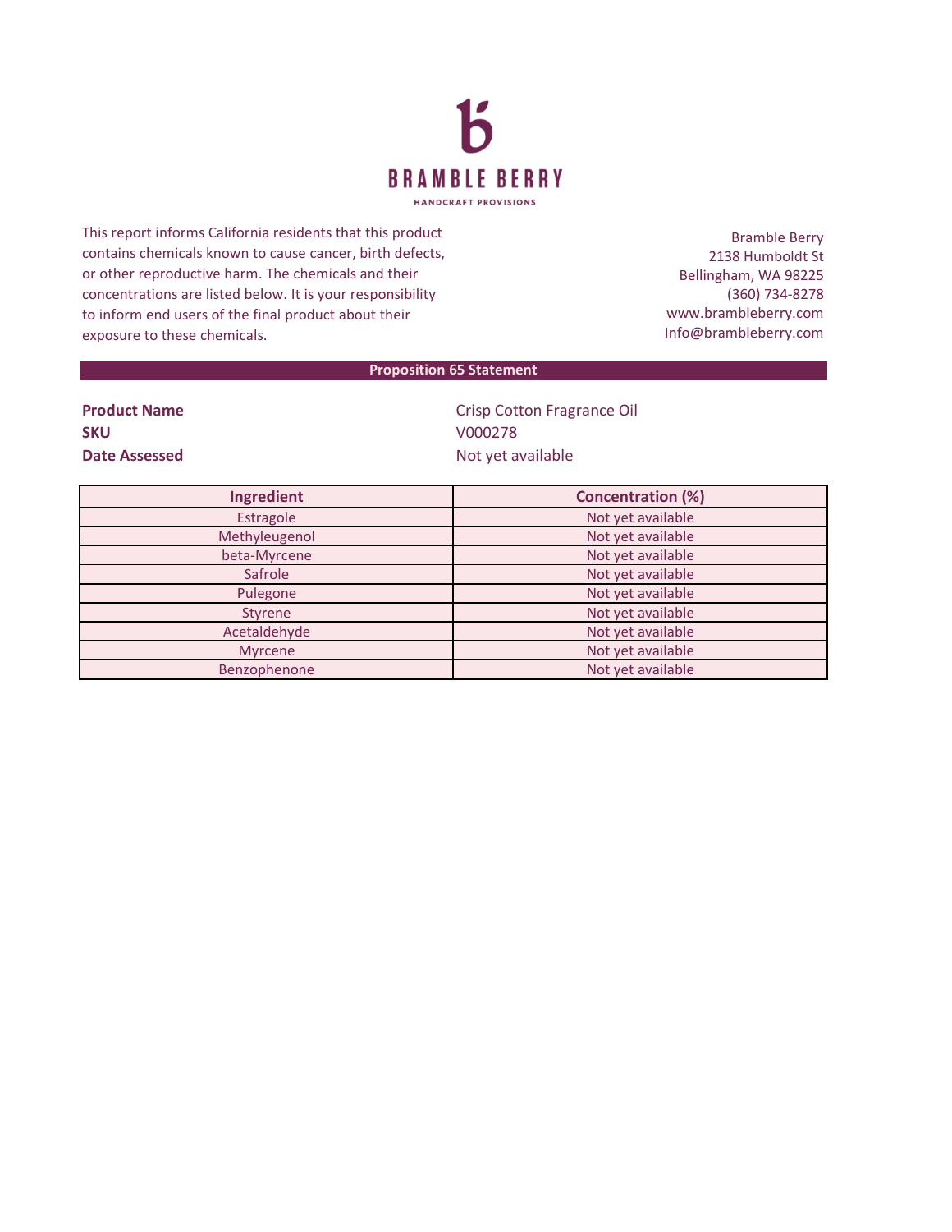# BRAMBLE BERRY

HANDCRAFT PROVISIONS

This report informs California residents that this product contains chemicals known to cause cancer, birth defects, or other reproductive harm. The chemicals and their concentrations are listed below. It is your responsibility to inform end users of the final product about their exposure to these chemicals.

Bramble Berry
2138 Humboldt St
Bellingham, WA 98225
(360) 734-8278
www.brambleberry.com
Info@brambleberry.com

## Proposition 65 Statement

**Product Name** Crisp Cotton Fragrance Oil
**SKU** V000278
**Date Assessed** Not yet available

| Ingredient | Concentration (%) |
|---|---|
| Estragole | Not yet available |
| Methyleugenol | Not yet available |
| beta-Myrcene | Not yet available |
| Safrole | Not yet available |
| Pulegone | Not yet available |
| Styrene | Not yet available |
| Acetaldehyde | Not yet available |
| Myrcene | Not yet available |
| Benzophenone | Not yet available |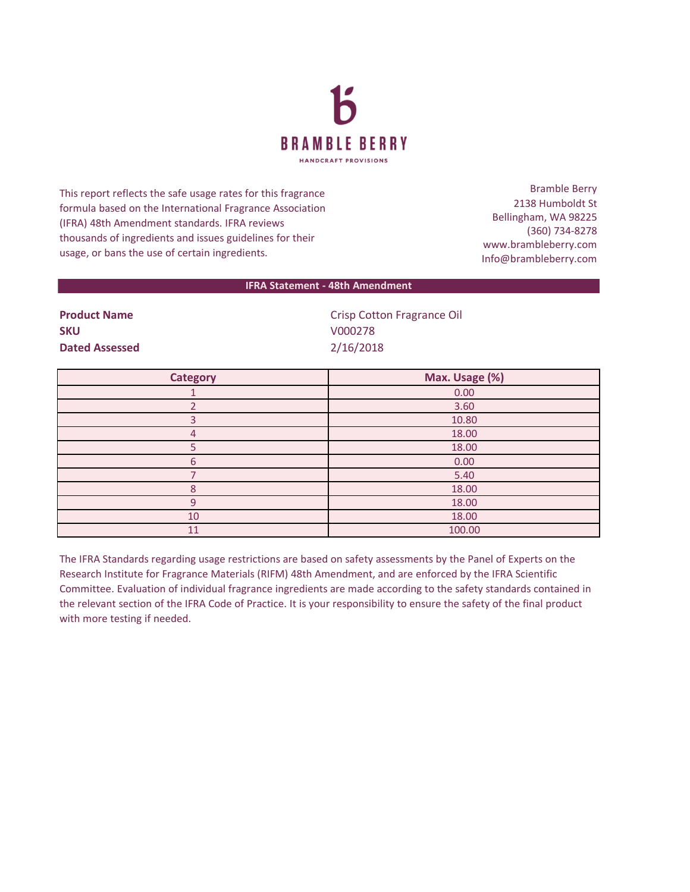# BRAMBLE BERRY

HANDCRAFT PROVISIONS

This report reflects the safe usage rates for this fragrance formula based on the International Fragrance Association (IFRA) 48th Amendment standards. IFRA reviews thousands of ingredients and issues guidelines for their usage, or bans the use of certain ingredients.

Bramble Berry
2138 Humboldt St
Bellingham, WA 98225
(360) 734-8278
www.brambleberry.com
Info@brambleberry.com

## IFRA Statement - 48th Amendment

**Product Name** Crisp Cotton Fragrance Oil
**SKU** V000278
**Dated Assessed** 2/16/2018

| Category | Max. Usage (%) |
|---|---|
| 1 | 0.00 |
| 2 | 3.60 |
| 3 | 10.80 |
| 4 | 18.00 |
| 5 | 18.00 |
| 6 | 0.00 |
| 7 | 5.40 |
| 8 | 18.00 |
| 9 | 18.00 |
| 10 | 18.00 |
| 11 | 100.00 |

The IFRA Standards regarding usage restrictions are based on safety assessments by the Panel of Experts on the Research Institute for Fragrance Materials (RIFM) 48th Amendment, and are enforced by the IFRA Scientific Committee. Evaluation of individual fragrance ingredients are made according to the safety standards contained in the relevant section of the IFRA Code of Practice. It is your responsibility to ensure the safety of the final product with more testing if needed.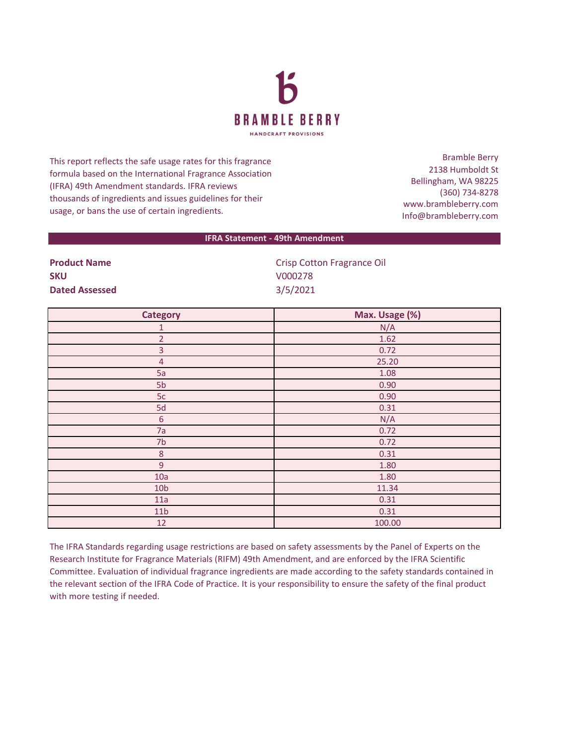# BRAMBLE BERRY

HANDCRAFT PROVISIONS

This report reflects the safe usage rates for this fragrance formula based on the International Fragrance Association (IFRA) 49th Amendment standards. IFRA reviews thousands of ingredients and issues guidelines for their usage, or bans the use of certain ingredients.

Bramble Berry
2138 Humboldt St
Bellingham, WA 98225
(360) 734-8278
www.brambleberry.com
Info@brambleberry.com

## IFRA Statement - 49th Amendment

**Product Name** Crisp Cotton Fragrance Oil
**SKU** V000278
**Dated Assessed** 3/5/2021

| Category | Max. Usage (%) |
|---|---|
| 1 | N/A |
| 2 | 1.62 |
| 3 | 0.72 |
| 4 | 25.20 |
| 5a | 1.08 |
| 5b | 0.90 |
| 5c | 0.90 |
| 5d | 0.31 |
| 6 | N/A |
| 7a | 0.72 |
| 7b | 0.72 |
| 8 | 0.31 |
| 9 | 1.80 |
| 10a | 1.80 |
| 10b | 11.34 |
| 11a | 0.31 |
| 11b | 0.31 |
| 12 | 100.00 |

The IFRA Standards regarding usage restrictions are based on safety assessments by the Panel of Experts on the Research Institute for Fragrance Materials (RIFM) 49th Amendment, and are enforced by the IFRA Scientific Committee. Evaluation of individual fragrance ingredients are made according to the safety standards contained in the relevant section of the IFRA Code of Practice. It is your responsibility to ensure the safety of the final product with more testing if needed.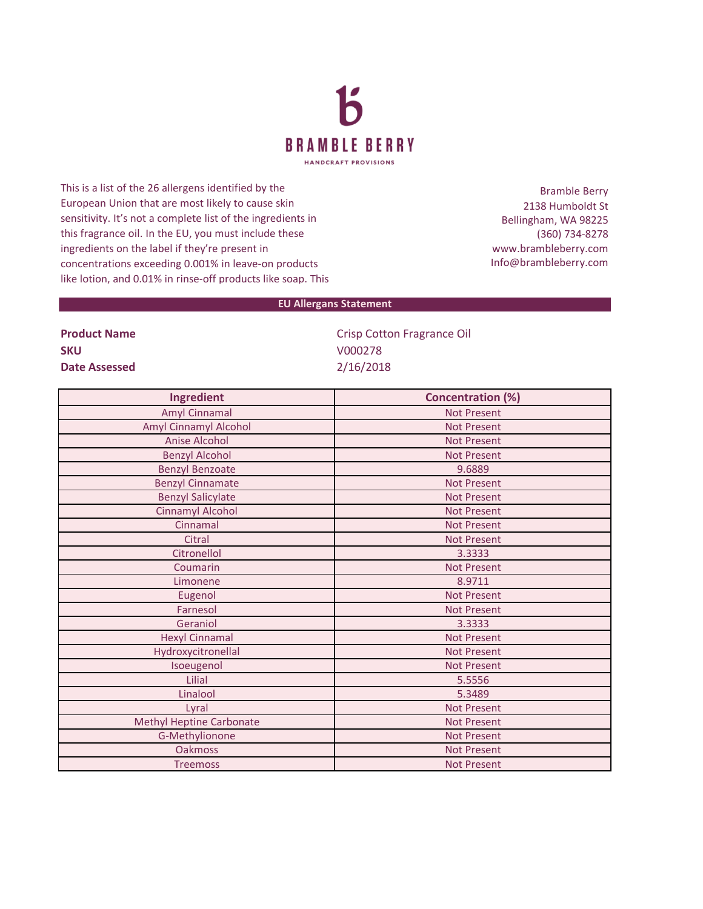BRAMBLE BERRY

HANDCRAFT PROVISIONS

This is a list of the 26 allergens identified by the European Union that are most likely to cause skin sensitivity. It's not a complete list of the ingredients in this fragrance oil. In the EU, you must include these ingredients on the label if they're present in concentrations exceeding 0.001% in leave-on products like lotion, and 0.01% in rinse-off products like soap. This

Bramble Berry
2138 Humboldt St
Bellingham, WA 98225
(360) 734-8278
www.brambleberry.com
Info@brambleberry.com

## EU Allergans Statement

**Product Name** Crisp Cotton Fragrance Oil
**SKU** V000278
**Date Assessed** 2/16/2018

| Ingredient | Concentration (%) |
|---|---|
| Amyl Cinnamal | Not Present |
| Amyl Cinnamyl Alcohol | Not Present |
| Anise Alcohol | Not Present |
| Benzyl Alcohol | Not Present |
| Benzyl Benzoate | 9.6889 |
| Benzyl Cinnamate | Not Present |
| Benzyl Salicylate | Not Present |
| Cinnamyl Alcohol | Not Present |
| Cinnamal | Not Present |
| Citral | Not Present |
| Citronellol | 3.3333 |
| Coumarin | Not Present |
| Limonene | 8.9711 |
| Eugenol | Not Present |
| Farnesol | Not Present |
| Geraniol | 3.3333 |
| Hexyl Cinnamal | Not Present |
| Hydroxycitronellal | Not Present |
| Isoeugenol | Not Present |
| Lilial | 5.5556 |
| Linalool | 5.3489 |
| Lyral | Not Present |
| Methyl Heptine Carbonate | Not Present |
| G-Methylionone | Not Present |
| Oakmoss | Not Present |
| Treemoss | Not Present |